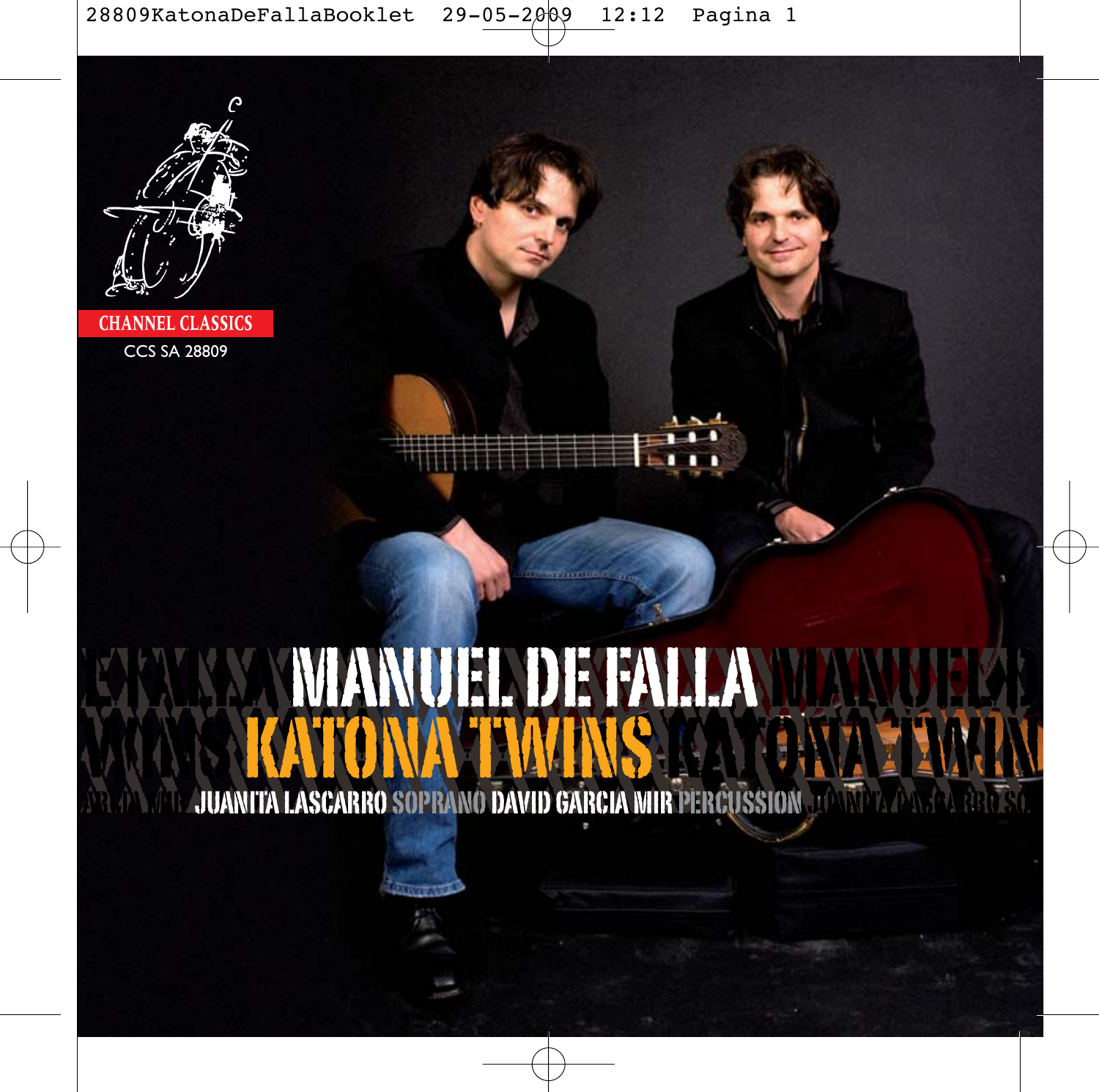CHANNEL CLASSICS

CCS SA 28809

# MANUEL DE FALLA

## KATONA TWINS

JUANITA LASCARRO SOPRANO DAVID GARCIA MIR PERCUSSION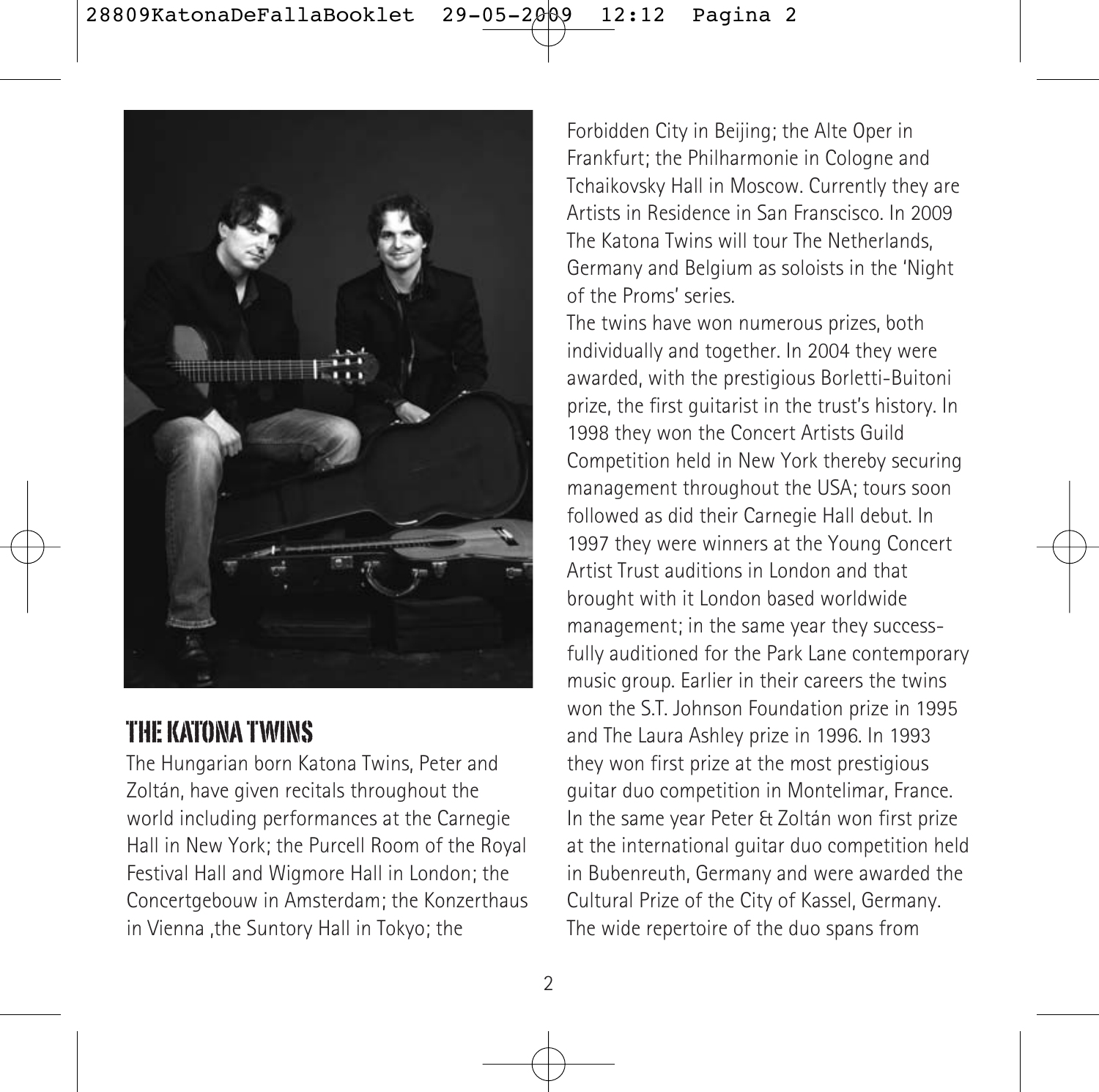## THE KATONA TWINS

The Hungarian born Katona Twins, Peter and Zoltán, have given recitals throughout the world including performances at the Carnegie Hall in New York; the Purcell Room of the Royal Festival Hall and Wigmore Hall in London; the Concertgebouw in Amsterdam; the Konzerthaus in Vienna ,the Suntory Hall in Tokyo; the Forbidden City in Beijing; the Alte Oper in Frankfurt; the Philharmonie in Cologne and Tchaikovsky Hall in Moscow. Currently they are Artists in Residence in San Franscisco. In 2009 The Katona Twins will tour The Netherlands, Germany and Belgium as soloists in the 'Night of the Proms' series.

The twins have won numerous prizes, both individually and together. In 2004 they were awarded, with the prestigious Borletti-Buitoni prize, the first guitarist in the trust's history. In 1998 they won the Concert Artists Guild Competition held in New York thereby securing management throughout the USA; tours soon followed as did their Carnegie Hall debut. In 1997 they were winners at the Young Concert Artist Trust auditions in London and that brought with it London based worldwide management; in the same year they successfully auditioned for the Park Lane contemporary music group. Earlier in their careers the twins won the S.T. Johnson Foundation prize in 1995 and The Laura Ashley prize in 1996. In 1993 they won first prize at the most prestigious guitar duo competition in Montelimar, France. In the same year Peter & Zoltán won first prize at the international guitar duo competition held in Bubenreuth, Germany and were awarded the Cultural Prize of the City of Kassel, Germany. The wide repertoire of the duo spans from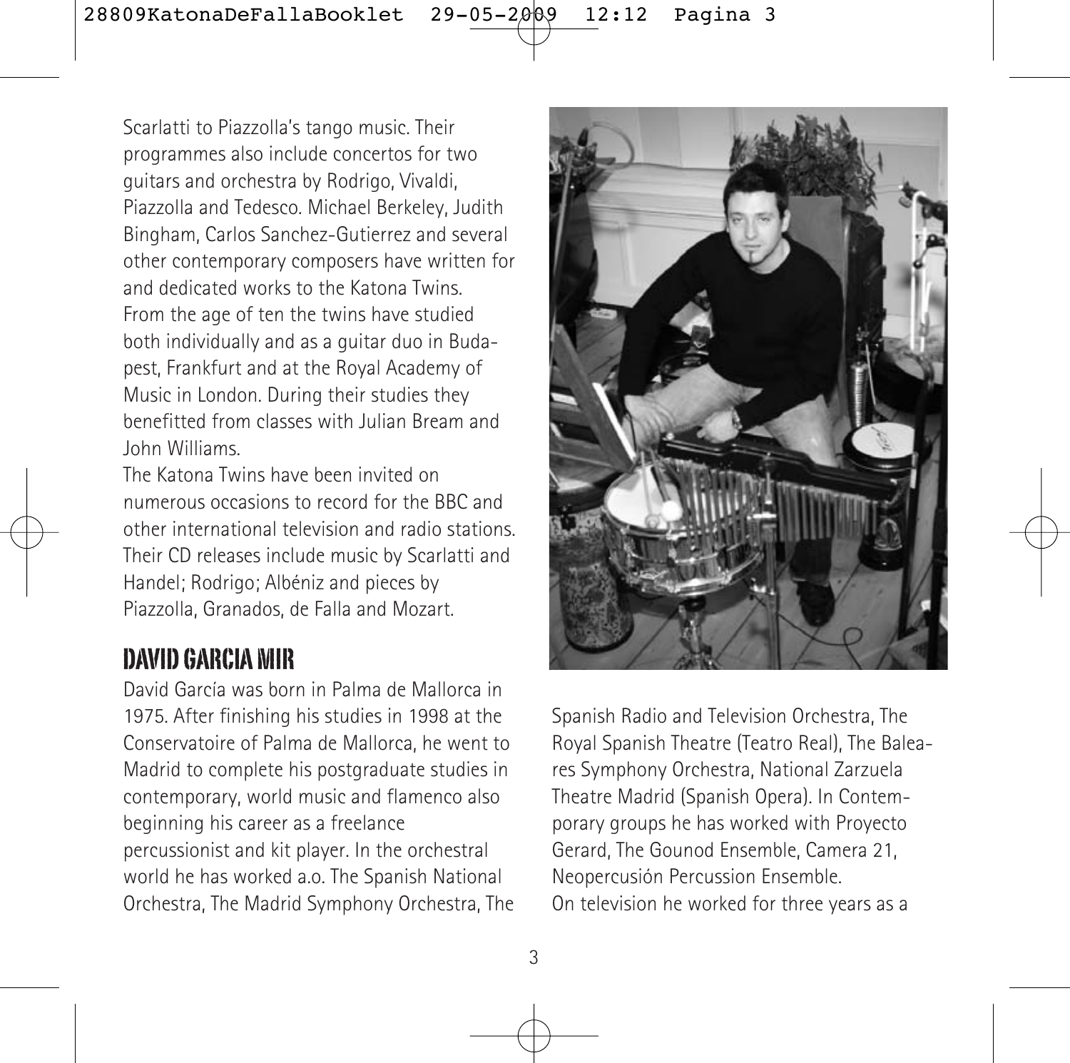Scarlatti to Piazzolla's tango music. Their programmes also include concertos for two guitars and orchestra by Rodrigo, Vivaldi, Piazzolla and Tedesco. Michael Berkeley, Judith Bingham, Carlos Sanchez-Gutierrez and several other contemporary composers have written for and dedicated works to the Katona Twins. From the age of ten the twins have studied both individually and as a guitar duo in Budapest, Frankfurt and at the Royal Academy of Music in London. During their studies they benefitted from classes with Julian Bream and John Williams.

The Katona Twins have been invited on numerous occasions to record for the BBC and other international television and radio stations. Their CD releases include music by Scarlatti and Handel; Rodrigo; Albéniz and pieces by Piazzolla, Granados, de Falla and Mozart.

## DAVID GARCIA MIR

David García was born in Palma de Mallorca in 1975. After finishing his studies in 1998 at the Conservatoire of Palma de Mallorca, he went to Madrid to complete his postgraduate studies in contemporary, world music and flamenco also beginning his career as a freelance percussionist and kit player. In the orchestral world he has worked a.o. The Spanish National Orchestra, The Madrid Symphony Orchestra, The Spanish Radio and Television Orchestra, The Royal Spanish Theatre (Teatro Real), The Baleares Symphony Orchestra, National Zarzuela Theatre Madrid (Spanish Opera). In Contemporary groups he has worked with Proyecto Gerard, The Gounod Ensemble, Camera 21, Neopercusión Percussion Ensemble.

On television he worked for three years as a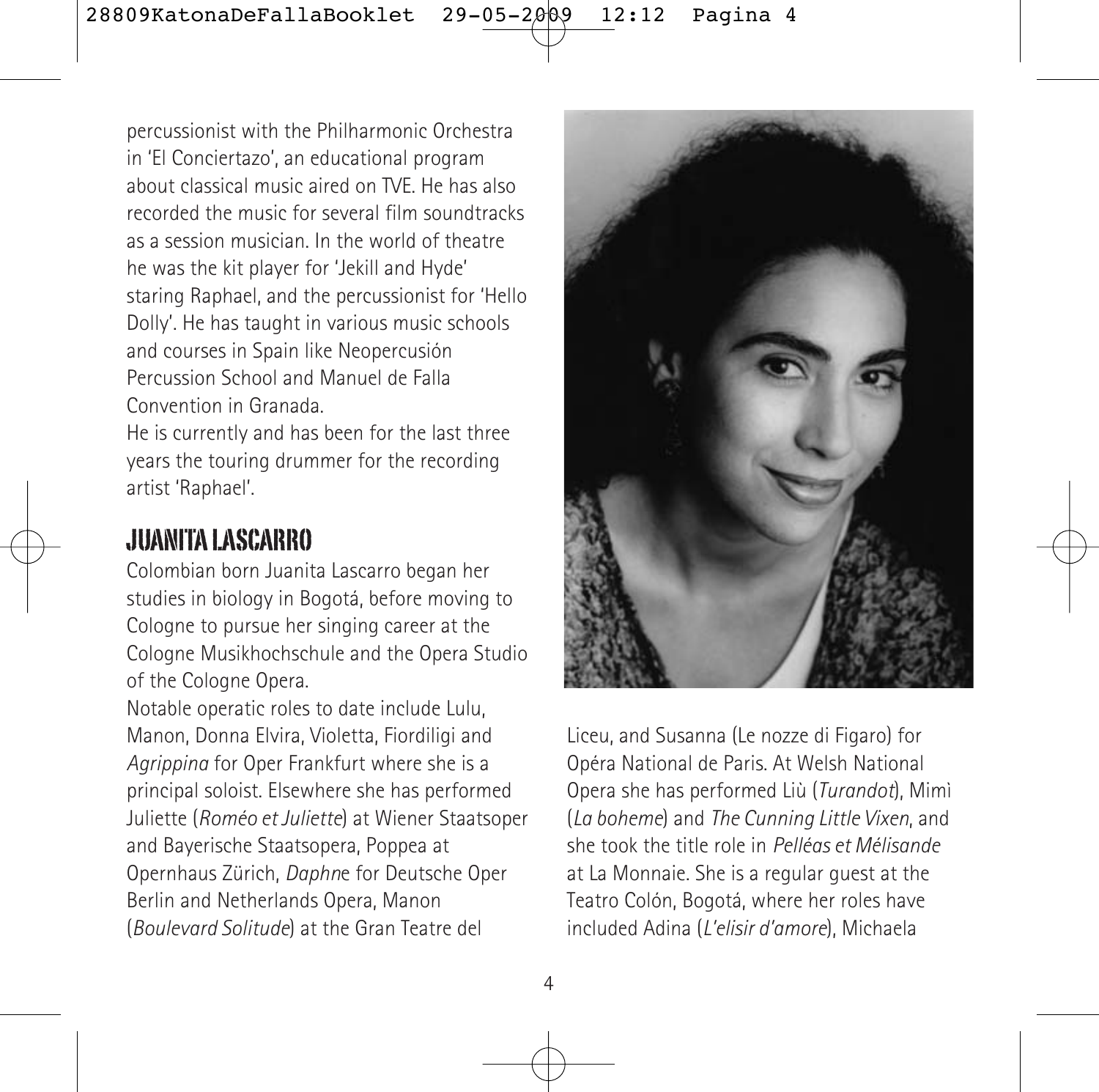percussionist with the Philharmonic Orchestra in 'El Conciertazo', an educational program about classical music aired on TVE. He has also recorded the music for several film soundtracks as a session musician. In the world of theatre he was the kit player for 'Jekill and Hyde' staring Raphael, and the percussionist for 'Hello Dolly'. He has taught in various music schools and courses in Spain like Neopercusión Percussion School and Manuel de Falla Convention in Granada.
He is currently and has been for the last three years the touring drummer for the recording artist 'Raphael'.

## JUANITA LASCARRO

Colombian born Juanita Lascarro began her studies in biology in Bogotá, before moving to Cologne to pursue her singing career at the Cologne Musikhochschule and the Opera Studio of the Cologne Opera.
Notable operatic roles to date include Lulu, Manon, Donna Elvira, Violetta, Fiordiligi and *Agrippina* for Oper Frankfurt where she is a principal soloist. Elsewhere she has performed Juliette (*Roméo et Juliette*) at Wiener Staatsoper and Bayerische Staatsopera, Poppea at Opernhaus Zürich, *Daphne* for Deutsche Oper Berlin and Netherlands Opera, Manon (*Boulevard Solitude*) at the Gran Teatre del Liceu, and Susanna (Le nozze di Figaro) for Opéra National de Paris. At Welsh National Opera she has performed Liù (*Turandot*), Mimì (*La boheme*) and *The Cunning Little Vixen*, and she took the title role in *Pelléas et Mélisande* at La Monnaie. She is a regular guest at the Teatro Colón, Bogotá, where her roles have included Adina (*L'elisir d'amore*), Michaela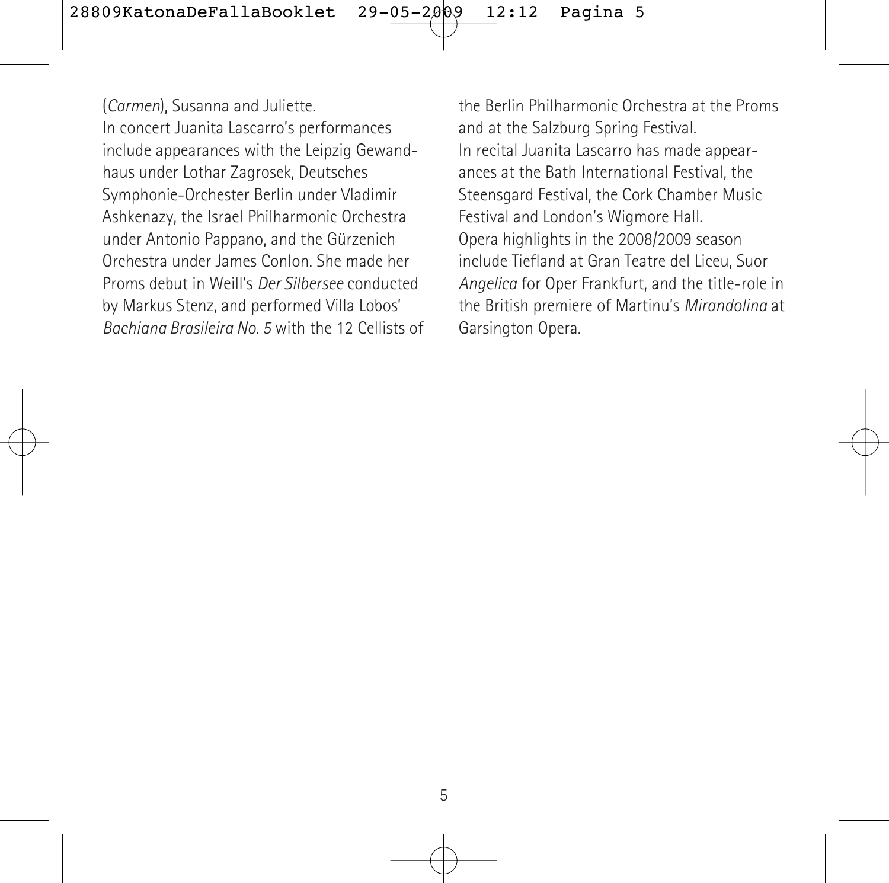(*Carmen*), Susanna and Juliette.

In concert Juanita Lascarro's performances include appearances with the Leipzig Gewandhaus under Lothar Zagrosek, Deutsches Symphonie-Orchester Berlin under Vladimir Ashkenazy, the Israel Philharmonic Orchestra under Antonio Pappano, and the Gürzenich Orchestra under James Conlon. She made her Proms debut in Weill's *Der Silbersee* conducted by Markus Stenz, and performed Villa Lobos' *Bachiana Brasileira No. 5* with the 12 Cellists of the Berlin Philharmonic Orchestra at the Proms and at the Salzburg Spring Festival.

In recital Juanita Lascarro has made appearances at the Bath International Festival, the Steensgard Festival, the Cork Chamber Music Festival and London's Wigmore Hall.

Opera highlights in the 2008/2009 season include Tiefland at Gran Teatre del Liceu, Suor *Angelica* for Oper Frankfurt, and the title-role in the British premiere of Martinu's *Mirandolina* at Garsington Opera.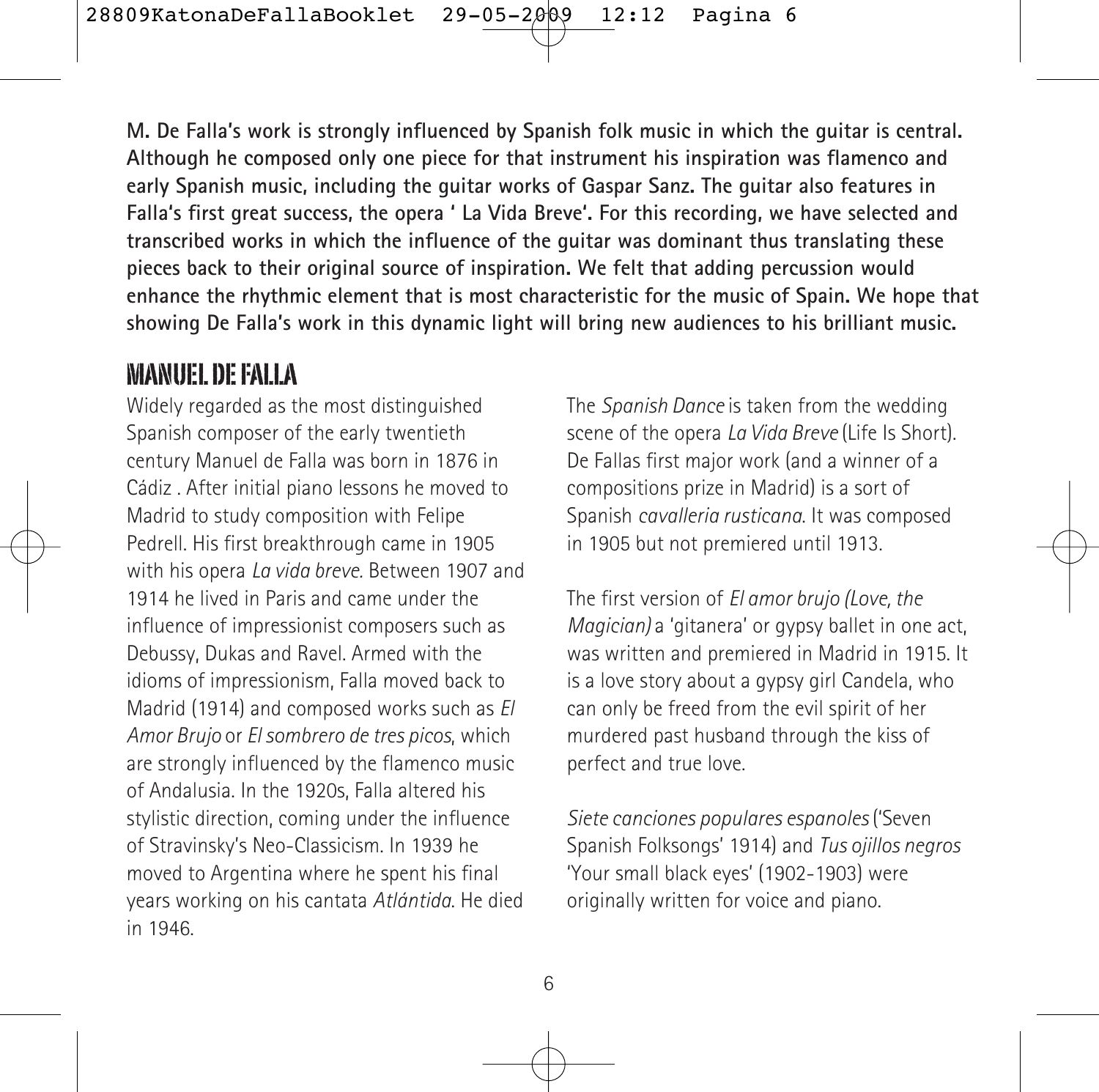**M. De Falla's work is strongly influenced by Spanish folk music in which the guitar is central. Although he composed only one piece for that instrument his inspiration was flamenco and early Spanish music, including the guitar works of Gaspar Sanz. The guitar also features in Falla's first great success, the opera ' La Vida Breve'. For this recording, we have selected and transcribed works in which the influence of the guitar was dominant thus translating these pieces back to their original source of inspiration. We felt that adding percussion would enhance the rhythmic element that is most characteristic for the music of Spain. We hope that showing De Falla's work in this dynamic light will bring new audiences to his brilliant music.**

## MANUEL DE FALLA

Widely regarded as the most distinguished Spanish composer of the early twentieth century Manuel de Falla was born in 1876 in Cádiz . After initial piano lessons he moved to Madrid to study composition with Felipe Pedrell. His first breakthrough came in 1905 with his opera *La vida breve.* Between 1907 and 1914 he lived in Paris and came under the influence of impressionist composers such as Debussy, Dukas and Ravel. Armed with the idioms of impressionism, Falla moved back to Madrid (1914) and composed works such as *El Amor Brujo* or *El sombrero de tres picos*, which are strongly influenced by the flamenco music of Andalusia. In the 1920s, Falla altered his stylistic direction, coming under the influence of Stravinsky's Neo-Classicism. In 1939 he moved to Argentina where he spent his final years working on his cantata *Atlántida*. He died in 1946.

The *Spanish Dance* is taken from the wedding scene of the opera *La Vida Breve* (Life Is Short). De Fallas first major work (and a winner of a compositions prize in Madrid) is a sort of Spanish *cavalleria rusticana*. It was composed in 1905 but not premiered until 1913.

The first version of *El amor brujo (Love, the Magician)* a 'gitanera' or gypsy ballet in one act, was written and premiered in Madrid in 1915. It is a love story about a gypsy girl Candela, who can only be freed from the evil spirit of her murdered past husband through the kiss of perfect and true love.

*Siete canciones populares espanoles* ('Seven Spanish Folksongs' 1914) and *Tus ojillos negros* 'Your small black eyes' (1902-1903) were originally written for voice and piano.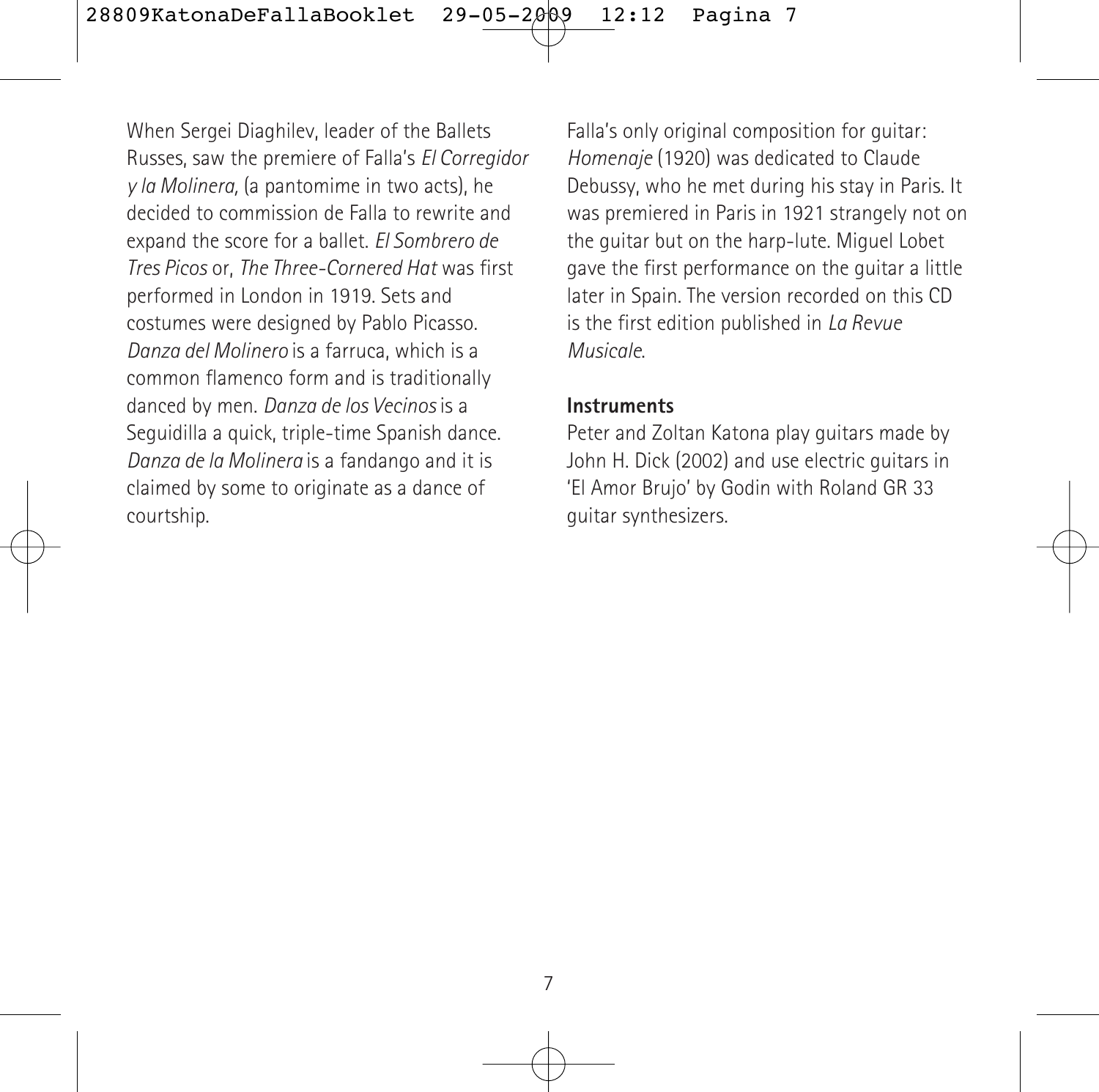When Sergei Diaghilev, leader of the Ballets Russes, saw the premiere of Falla's *El Corregidor y la Molinera,* (a pantomime in two acts), he decided to commission de Falla to rewrite and expand the score for a ballet. *El Sombrero de Tres Picos* or, *The Three-Cornered Hat* was first performed in London in 1919. Sets and costumes were designed by Pablo Picasso. *Danza del Molinero* is a farruca, which is a common flamenco form and is traditionally danced by men. *Danza de los Vecinos* is a Seguidilla a quick, triple-time Spanish dance. *Danza de la Molinera* is a fandango and it is claimed by some to originate as a dance of courtship.

Falla's only original composition for guitar: *Homenaje* (1920) was dedicated to Claude Debussy, who he met during his stay in Paris. It was premiered in Paris in 1921 strangely not on the guitar but on the harp-lute. Miguel Lobet gave the first performance on the guitar a little later in Spain. The version recorded on this CD is the first edition published in *La Revue Musicale*.

**Instruments**

Peter and Zoltan Katona play guitars made by John H. Dick (2002) and use electric guitars in 'El Amor Brujo' by Godin with Roland GR 33 guitar synthesizers.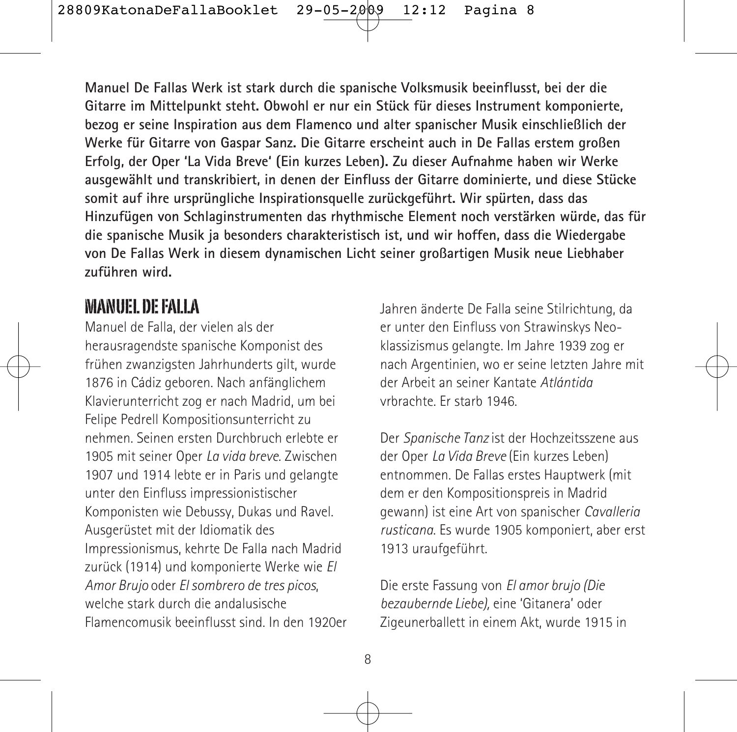**Manuel De Fallas Werk ist stark durch die spanische Volksmusik beeinflusst, bei der die Gitarre im Mittelpunkt steht. Obwohl er nur ein Stück für dieses Instrument komponierte, bezog er seine Inspiration aus dem Flamenco und alter spanischer Musik einschließlich der Werke für Gitarre von Gaspar Sanz. Die Gitarre erscheint auch in De Fallas erstem großen Erfolg, der Oper 'La Vida Breve' (Ein kurzes Leben). Zu dieser Aufnahme haben wir Werke ausgewählt und transkribiert, in denen der Einfluss der Gitarre dominierte, und diese Stücke somit auf ihre ursprüngliche Inspirationsquelle zurückgeführt. Wir spürten, dass das Hinzufügen von Schlaginstrumenten das rhythmische Element noch verstärken würde, das für die spanische Musik ja besonders charakteristisch ist, und wir hoffen, dass die Wiedergabe von De Fallas Werk in diesem dynamischen Licht seiner großartigen Musik neue Liebhaber zuführen wird.**

## MANUEL DE FALLA

Manuel de Falla, der vielen als der herausragendste spanische Komponist des frühen zwanzigsten Jahrhunderts gilt, wurde 1876 in Cádiz geboren. Nach anfänglichem Klavierunterricht zog er nach Madrid, um bei Felipe Pedrell Kompositionsunterricht zu nehmen. Seinen ersten Durchbruch erlebte er 1905 mit seiner Oper *La vida breve*. Zwischen 1907 und 1914 lebte er in Paris und gelangte unter den Einfluss impressionistischer Komponisten wie Debussy, Dukas und Ravel. Ausgerüstet mit der Idiomatik des Impressionismus, kehrte De Falla nach Madrid zurück (1914) und komponierte Werke wie *El Amor Brujo* oder *El sombrero de tres picos*, welche stark durch die andalusische Flamencomusik beeinflusst sind. In den 1920er Jahren änderte De Falla seine Stilrichtung, da er unter den Einfluss von Strawinskys Neo-klassizismus gelangte. Im Jahre 1939 zog er nach Argentinien, wo er seine letzten Jahre mit der Arbeit an seiner Kantate *Atlántida* vrbrachte. Er starb 1946.

Der *Spanische Tanz* ist der Hochzeitsszene aus der Oper *La Vida Breve* (Ein kurzes Leben) entnommen. De Fallas erstes Hauptwerk (mit dem er den Kompositionspreis in Madrid gewann) ist eine Art von spanischer *Cavalleria rusticana*. Es wurde 1905 komponiert, aber erst 1913 uraufgeführt.

Die erste Fassung von *El amor brujo (Die bezaubernde Liebe)*, eine 'Gitanera' oder Zigeunerballett in einem Akt, wurde 1915 in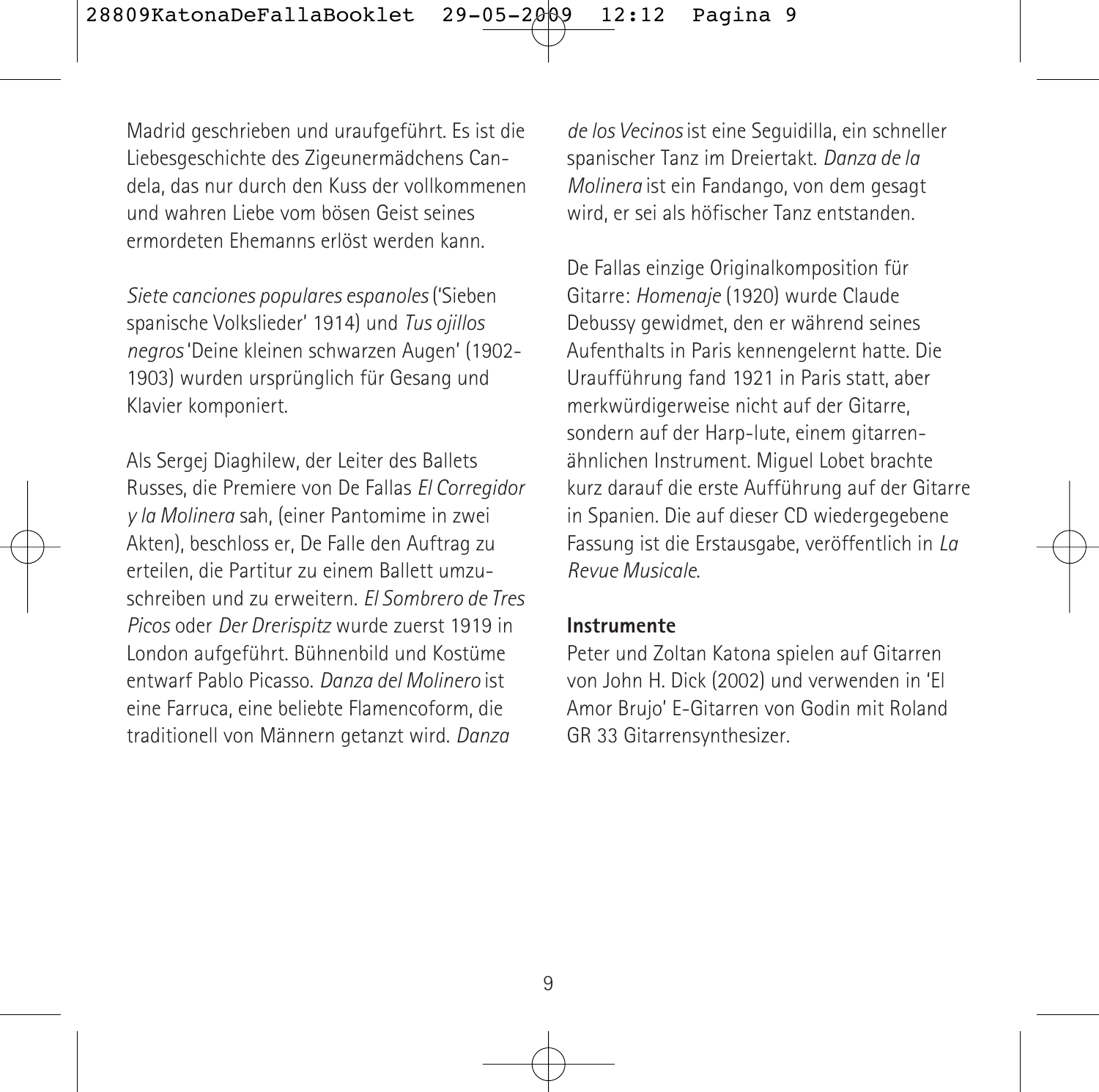Madrid geschrieben und uraufgeführt. Es ist die Liebesgeschichte des Zigeunermädchens Candela, das nur durch den Kuss der vollkommenen und wahren Liebe vom bösen Geist seines ermordeten Ehemanns erlöst werden kann.

*Siete canciones populares espanoles* ('Sieben spanische Volkslieder' 1914) und *Tus ojillos negros* 'Deine kleinen schwarzen Augen' (1902-1903) wurden ursprünglich für Gesang und Klavier komponiert.

Als Sergej Diaghilew, der Leiter des Ballets Russes, die Premiere von De Fallas *El Corregidor y la Molinera* sah, (einer Pantomime in zwei Akten), beschloss er, De Falle den Auftrag zu erteilen, die Partitur zu einem Ballett umzuschreiben und zu erweitern. *El Sombrero de Tres Picos* oder *Der Drerispitz* wurde zuerst 1919 in London aufgeführt. Bühnenbild und Kostüme entwarf Pablo Picasso. *Danza del Molinero* ist eine Farruca, eine beliebte Flamencoform, die traditionell von Männern getanzt wird. *Danza de los Vecinos* ist eine Seguidilla, ein schneller spanischer Tanz im Dreiertakt. *Danza de la Molinera* ist ein Fandango, von dem gesagt wird, er sei als höfischer Tanz entstanden.

De Fallas einzige Originalkomposition für Gitarre: *Homenaje* (1920) wurde Claude Debussy gewidmet, den er während seines Aufenthalts in Paris kennengelernt hatte. Die Uraufführung fand 1921 in Paris statt, aber merkwürdigerweise nicht auf der Gitarre, sondern auf der Harp-lute, einem gitarrenähnlichen Instrument. Miguel Lobet brachte kurz darauf die erste Aufführung auf der Gitarre in Spanien. Die auf dieser CD wiedergegebene Fassung ist die Erstausgabe, veröffentlich in *La Revue Musicale*.

**Instrumente**

Peter und Zoltan Katona spielen auf Gitarren von John H. Dick (2002) und verwenden in 'El Amor Brujo' E-Gitarren von Godin mit Roland GR 33 Gitarrensynthesizer.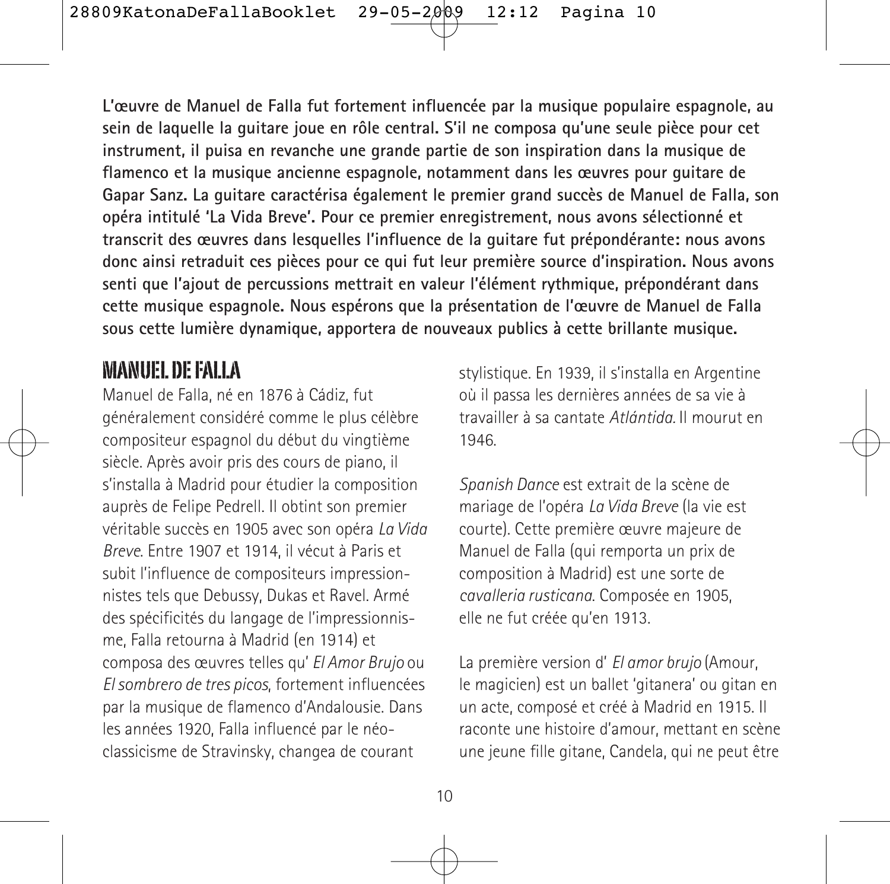**L'œuvre de Manuel de Falla fut fortement influencée par la musique populaire espagnole, au sein de laquelle la guitare joue en rôle central. S'il ne composa qu'une seule pièce pour cet instrument, il puisa en revanche une grande partie de son inspiration dans la musique de flamenco et la musique ancienne espagnole, notamment dans les œuvres pour guitare de Gapar Sanz. La guitare caractérisa également le premier grand succès de Manuel de Falla, son opéra intitulé 'La Vida Breve'. Pour ce premier enregistrement, nous avons sélectionné et transcrit des œuvres dans lesquelles l'influence de la guitare fut prépondérante: nous avons donc ainsi retraduit ces pièces pour ce qui fut leur première source d'inspiration. Nous avons senti que l'ajout de percussions mettrait en valeur l'élément rythmique, prépondérant dans cette musique espagnole. Nous espérons que la présentation de l'œuvre de Manuel de Falla sous cette lumière dynamique, apportera de nouveaux publics à cette brillante musique.**

## MANUEL DE FALLA

Manuel de Falla, né en 1876 à Cádiz, fut généralement considéré comme le plus célèbre compositeur espagnol du début du vingtième siècle. Après avoir pris des cours de piano, il s'installa à Madrid pour étudier la composition auprès de Felipe Pedrell. Il obtint son premier véritable succès en 1905 avec son opéra *La Vida Breve*. Entre 1907 et 1914, il vécut à Paris et subit l'influence de compositeurs impressionnistes tels que Debussy, Dukas et Ravel. Armé des spécificités du langage de l'impressionnisme, Falla retourna à Madrid (en 1914) et composa des œuvres telles qu' *El Amor Brujo* ou *El sombrero de tres picos*, fortement influencées par la musique de flamenco d'Andalousie. Dans les années 1920, Falla influencé par le néo-classicisme de Stravinsky, changea de courant stylistique. En 1939, il s'installa en Argentine où il passa les dernières années de sa vie à travailler à sa cantate *Atlántida.* Il mourut en 1946.

*Spanish Dance* est extrait de la scène de mariage de l'opéra *La Vida Breve* (la vie est courte). Cette première œuvre majeure de Manuel de Falla (qui remporta un prix de composition à Madrid) est une sorte de *cavalleria rusticana*. Composée en 1905, elle ne fut créée qu'en 1913.

La première version d' *El amor brujo* (Amour, le magicien) est un ballet 'gitanera' ou gitan en un acte, composé et créé à Madrid en 1915. Il raconte une histoire d'amour, mettant en scène une jeune fille gitane, Candela, qui ne peut être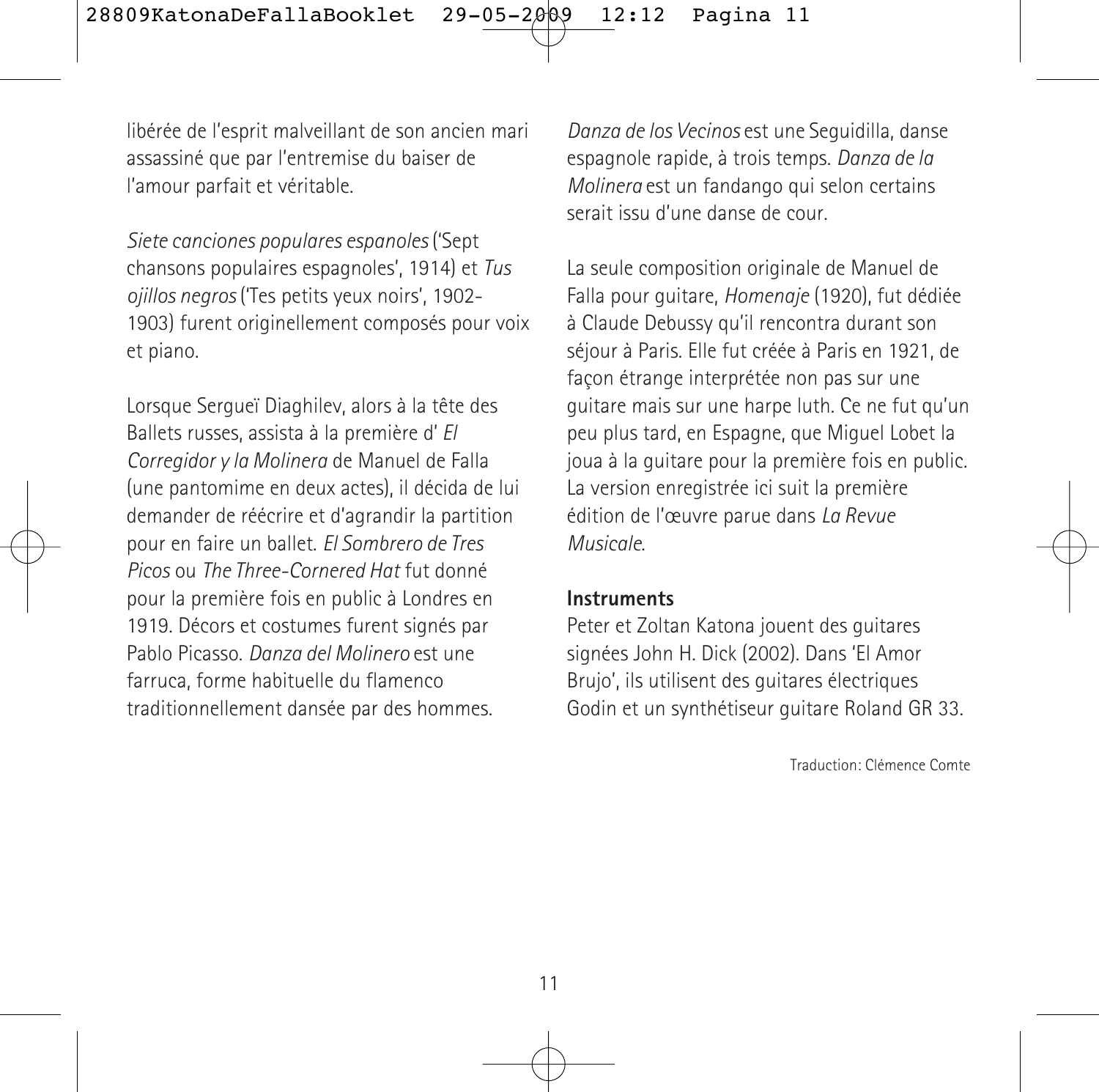libérée de l'esprit malveillant de son ancien mari assassiné que par l'entremise du baiser de l'amour parfait et véritable.

*Siete canciones populares espanoles* ('Sept chansons populaires espagnoles', 1914) et *Tus ojillos negros* ('Tes petits yeux noirs', 1902-1903) furent originellement composés pour voix et piano.

Lorsque Sergueï Diaghilev, alors à la tête des Ballets russes, assista à la première d' *El Corregidor y la Molinera* de Manuel de Falla (une pantomime en deux actes), il décida de lui demander de réécrire et d'agrandir la partition pour en faire un ballet. *El Sombrero de Tres Picos* ou *The Three-Cornered Hat* fut donné pour la première fois en public à Londres en 1919. Décors et costumes furent signés par Pablo Picasso. *Danza del Molinero* est une farruca, forme habituelle du flamenco traditionnellement dansée par des hommes.

*Danza de los Vecinos* est une Seguidilla, danse espagnole rapide, à trois temps. *Danza de la Molinera* est un fandango qui selon certains serait issu d'une danse de cour.

La seule composition originale de Manuel de Falla pour guitare, *Homenaje* (1920), fut dédiée à Claude Debussy qu'il rencontra durant son séjour à Paris. Elle fut créée à Paris en 1921, de façon étrange interprétée non pas sur une guitare mais sur une harpe luth. Ce ne fut qu'un peu plus tard, en Espagne, que Miguel Lobet la joua à la guitare pour la première fois en public. La version enregistrée ici suit la première édition de l'œuvre parue dans *La Revue Musicale*.

**Instruments**

Peter et Zoltan Katona jouent des guitares signées John H. Dick (2002). Dans 'El Amor Brujo', ils utilisent des guitares électriques Godin et un synthétiseur guitare Roland GR 33.

Traduction: Clémence Comte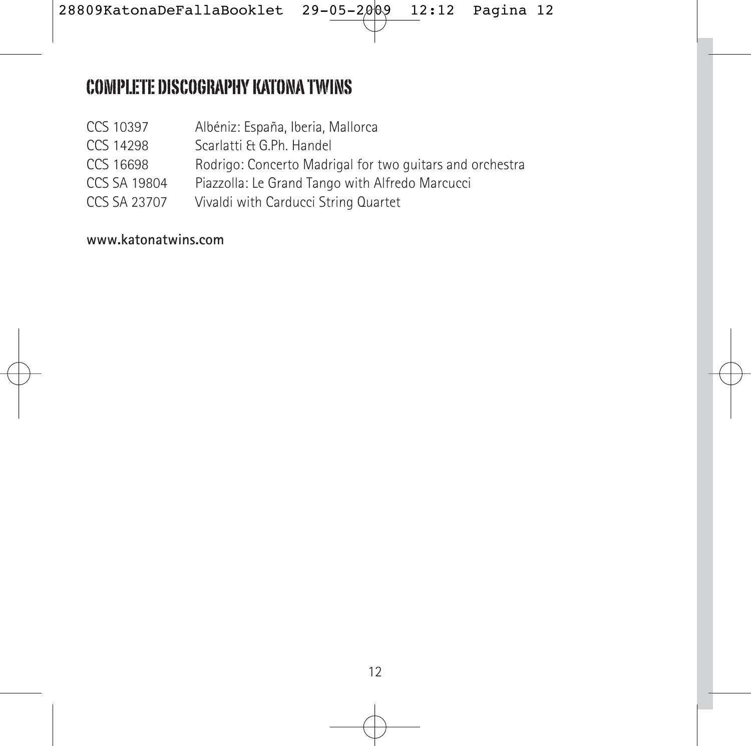# COMPLETE DISCOGRAPHY KATONA TWINS

| | |
|---|---|
| CCS 10397 | Albéniz: España, Iberia, Mallorca |
| CCS 14298 | Scarlatti & G.Ph. Handel |
| CCS 16698 | Rodrigo: Concerto Madrigal for two guitars and orchestra |
| CCS SA 19804 | Piazzolla: Le Grand Tango with Alfredo Marcucci |
| CCS SA 23707 | Vivaldi with Carducci String Quartet |

**www.katonatwins.com**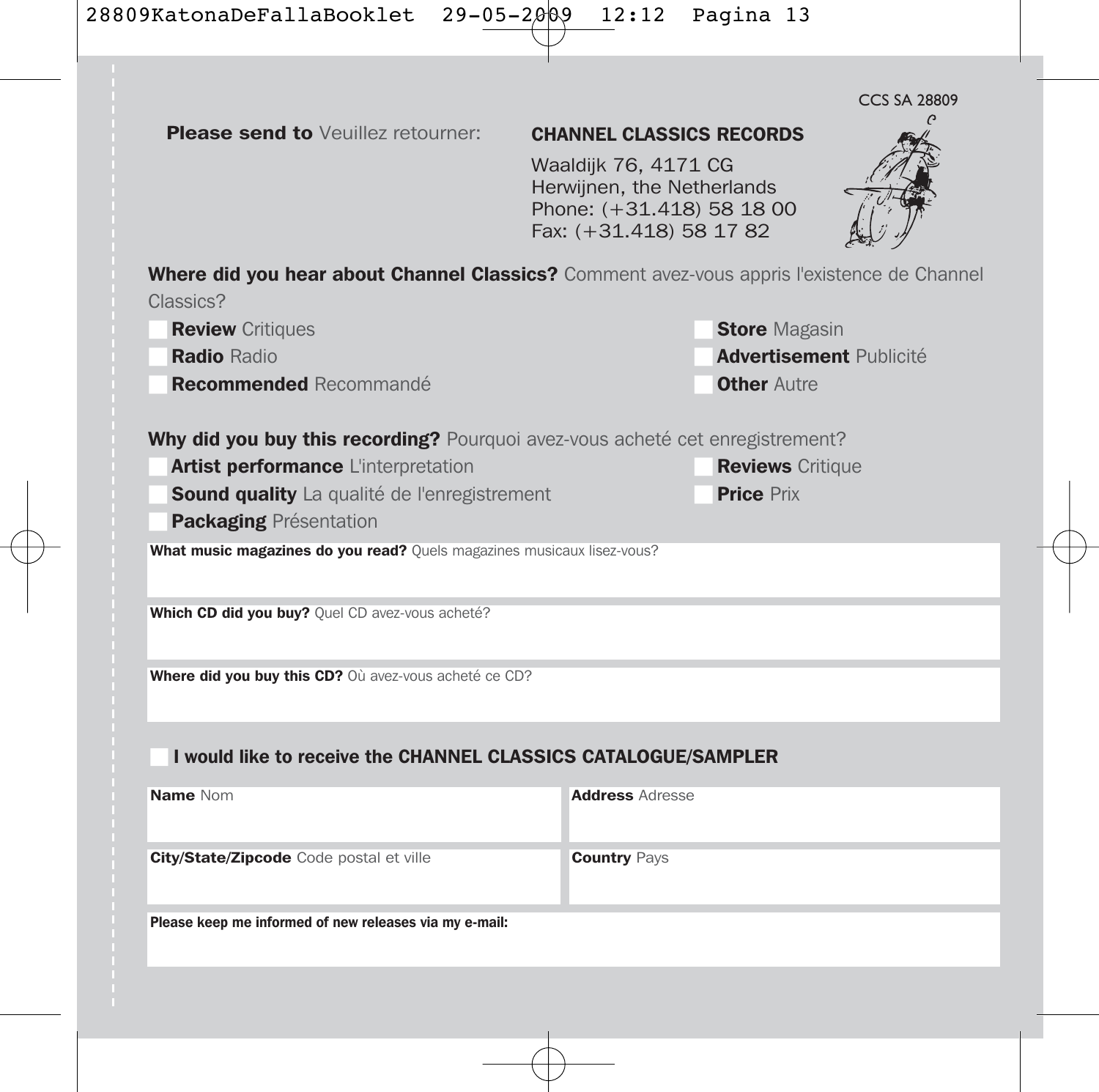CCS SA 28809

**Please send to** Veuillez retourner:

**CHANNEL CLASSICS RECORDS**

Waaldijk 76, 4171 CG
Herwijnen, the Netherlands
Phone: (+31.418) 58 18 00
Fax: (+31.418) 58 17 82

**Where did you hear about Channel Classics?** Comment avez-vous appris l'existence de Channel Classics?

- [ ] **Review** Critiques
- [ ] **Radio** Radio
- [ ] **Recommended** Recommandé
- [ ] **Store** Magasin
- [ ] **Advertisement** Publicité
- [ ] **Other** Autre

**Why did you buy this recording?** Pourquoi avez-vous acheté cet enregistrement?

- [ ] **Artist performance** L'interpretation
- [ ] **Sound quality** La qualité de l'enregistrement
- [ ] **Packaging** Présentation
- [ ] **Reviews** Critique
- [ ] **Price** Prix

**What music magazines do you read?** Quels magazines musicaux lisez-vous?

**Which CD did you buy?** Quel CD avez-vous acheté?

**Where did you buy this CD?** Où avez-vous acheté ce CD?

- [ ] **I would like to receive the CHANNEL CLASSICS CATALOGUE/SAMPLER**

**Name** Nom

**Address** Adresse

**City/State/Zipcode** Code postal et ville

**Country** Pays

**Please keep me informed of new releases via my e-mail:**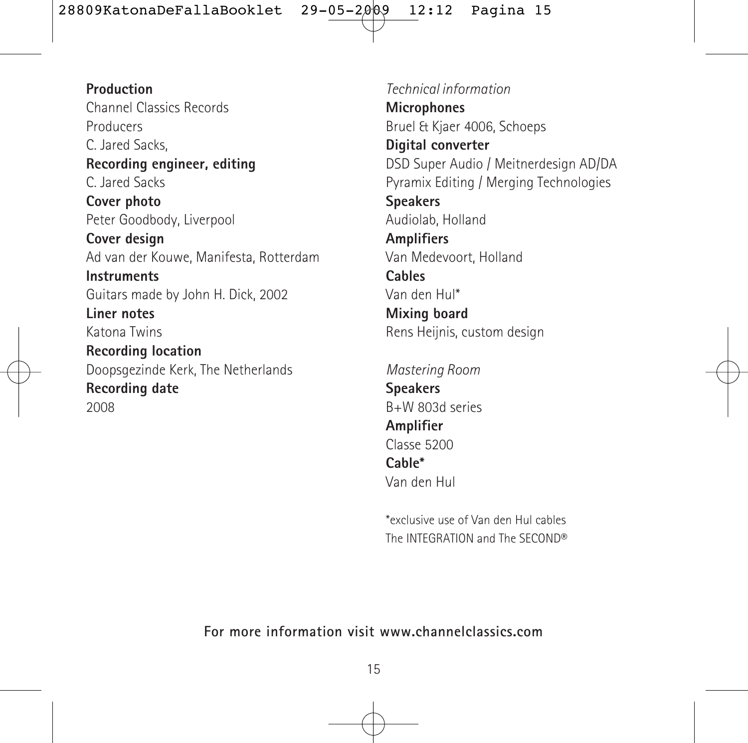**Production**
Channel Classics Records
Producers
C. Jared Sacks,
**Recording engineer, editing**
C. Jared Sacks
**Cover photo**
Peter Goodbody, Liverpool
**Cover design**
Ad van der Kouwe, Manifesta, Rotterdam
**Instruments**
Guitars made by John H. Dick, 2002
**Liner notes**
Katona Twins
**Recording location**
Doopsgezinde Kerk, The Netherlands
**Recording date**
2008

*Technical information*
**Microphones**
Bruel & Kjaer 4006, Schoeps
**Digital converter**
DSD Super Audio / Meitnerdesign AD/DA
Pyramix Editing / Merging Technologies
**Speakers**
Audiolab, Holland
**Amplifiers**
Van Medevoort, Holland
**Cables**
Van den Hul*
**Mixing board**
Rens Heijnis, custom design

*Mastering Room*
**Speakers**
B+W 803d series
**Amplifier**
Classe 5200
**Cable***
Van den Hul

*exclusive use of Van den Hul cables
The INTEGRATION and The SECOND®

**For more information visit www.channelclassics.com**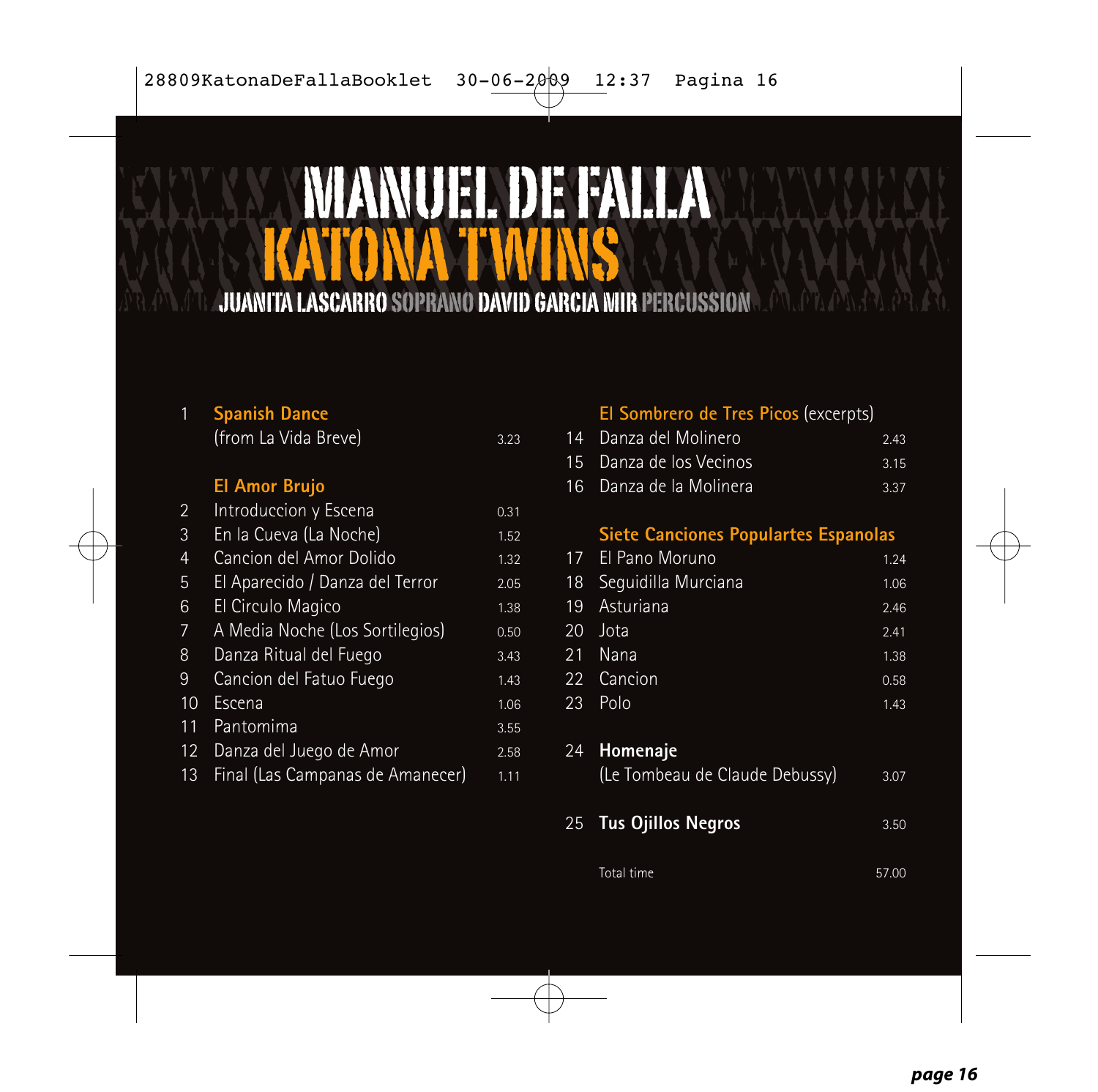# MANUEL DE FALLA

## KATONA TWINS

**JUANITA LASCARRO** SOPRANO **DAVID GARCIA MIR** PERCUSSION

1 **Spanish Dance**
(from La Vida Breve) 3.23

**El Amor Brujo**

| | | |
|---|---|---|
| 2 | Introduccion y Escena | 0.31 |
| 3 | En la Cueva (La Noche) | 1.52 |
| 4 | Cancion del Amor Dolido | 1.32 |
| 5 | El Aparecido / Danza del Terror | 2.05 |
| 6 | El Circulo Magico | 1.38 |
| 7 | A Media Noche (Los Sortilegios) | 0.50 |
| 8 | Danza Ritual del Fuego | 3.43 |
| 9 | Cancion del Fatuo Fuego | 1.43 |
| 10 | Escena | 1.06 |
| 11 | Pantomima | 3.55 |
| 12 | Danza del Juego de Amor | 2.58 |
| 13 | Final (Las Campanas de Amanecer) | 1.11 |

**El Sombrero de Tres Picos** (excerpts)

| | | |
|---|---|---|
| 14 | Danza del Molinero | 2.43 |
| 15 | Danza de los Vecinos | 3.15 |
| 16 | Danza de la Molinera | 3.37 |

**Siete Canciones Populartes Espanolas**

| | | |
|---|---|---|
| 17 | El Pano Moruno | 1.24 |
| 18 | Seguidilla Murciana | 1.06 |
| 19 | Asturiana | 2.46 |
| 20 | Jota | 2.41 |
| 21 | Nana | 1.38 |
| 22 | Cancion | 0.58 |
| 23 | Polo | 1.43 |

24 **Homenaje**
(Le Tombeau de Claude Debussy) 3.07

25 **Tus Ojillos Negros** 3.50

Total time 57.00